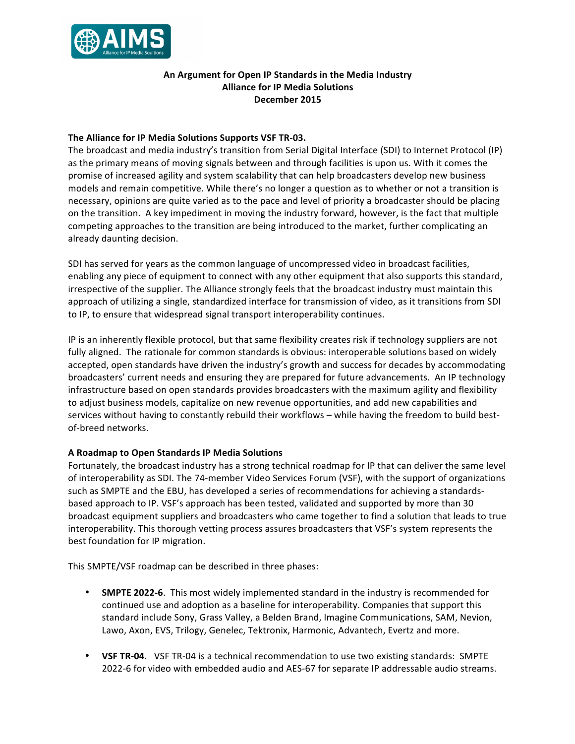**An Argument for Open IP Standards in the Media Industry**
**Alliance for IP Media Solutions**
**December 2015**

**The Alliance for IP Media Solutions Supports VSF TR-03.**

The broadcast and media industry's transition from Serial Digital Interface (SDI) to Internet Protocol (IP) as the primary means of moving signals between and through facilities is upon us. With it comes the promise of increased agility and system scalability that can help broadcasters develop new business models and remain competitive. While there's no longer a question as to whether or not a transition is necessary, opinions are quite varied as to the pace and level of priority a broadcaster should be placing on the transition. A key impediment in moving the industry forward, however, is the fact that multiple competing approaches to the transition are being introduced to the market, further complicating an already daunting decision.

SDI has served for years as the common language of uncompressed video in broadcast facilities, enabling any piece of equipment to connect with any other equipment that also supports this standard, irrespective of the supplier. The Alliance strongly feels that the broadcast industry must maintain this approach of utilizing a single, standardized interface for transmission of video, as it transitions from SDI to IP, to ensure that widespread signal transport interoperability continues.

IP is an inherently flexible protocol, but that same flexibility creates risk if technology suppliers are not fully aligned. The rationale for common standards is obvious: interoperable solutions based on widely accepted, open standards have driven the industry's growth and success for decades by accommodating broadcasters' current needs and ensuring they are prepared for future advancements. An IP technology infrastructure based on open standards provides broadcasters with the maximum agility and flexibility to adjust business models, capitalize on new revenue opportunities, and add new capabilities and services without having to constantly rebuild their workflows – while having the freedom to build best-of-breed networks.

**A Roadmap to Open Standards IP Media Solutions**

Fortunately, the broadcast industry has a strong technical roadmap for IP that can deliver the same level of interoperability as SDI. The 74-member Video Services Forum (VSF), with the support of organizations such as SMPTE and the EBU, has developed a series of recommendations for achieving a standards-based approach to IP. VSF's approach has been tested, validated and supported by more than 30 broadcast equipment suppliers and broadcasters who came together to find a solution that leads to true interoperability. This thorough vetting process assures broadcasters that VSF's system represents the best foundation for IP migration.

This SMPTE/VSF roadmap can be described in three phases:

- **SMPTE 2022-6**. This most widely implemented standard in the industry is recommended for continued use and adoption as a baseline for interoperability. Companies that support this standard include Sony, Grass Valley, a Belden Brand, Imagine Communications, SAM, Nevion, Lawo, Axon, EVS, Trilogy, Genelec, Tektronix, Harmonic, Advantech, Evertz and more.

- **VSF TR-04**. VSF TR-04 is a technical recommendation to use two existing standards: SMPTE 2022-6 for video with embedded audio and AES-67 for separate IP addressable audio streams.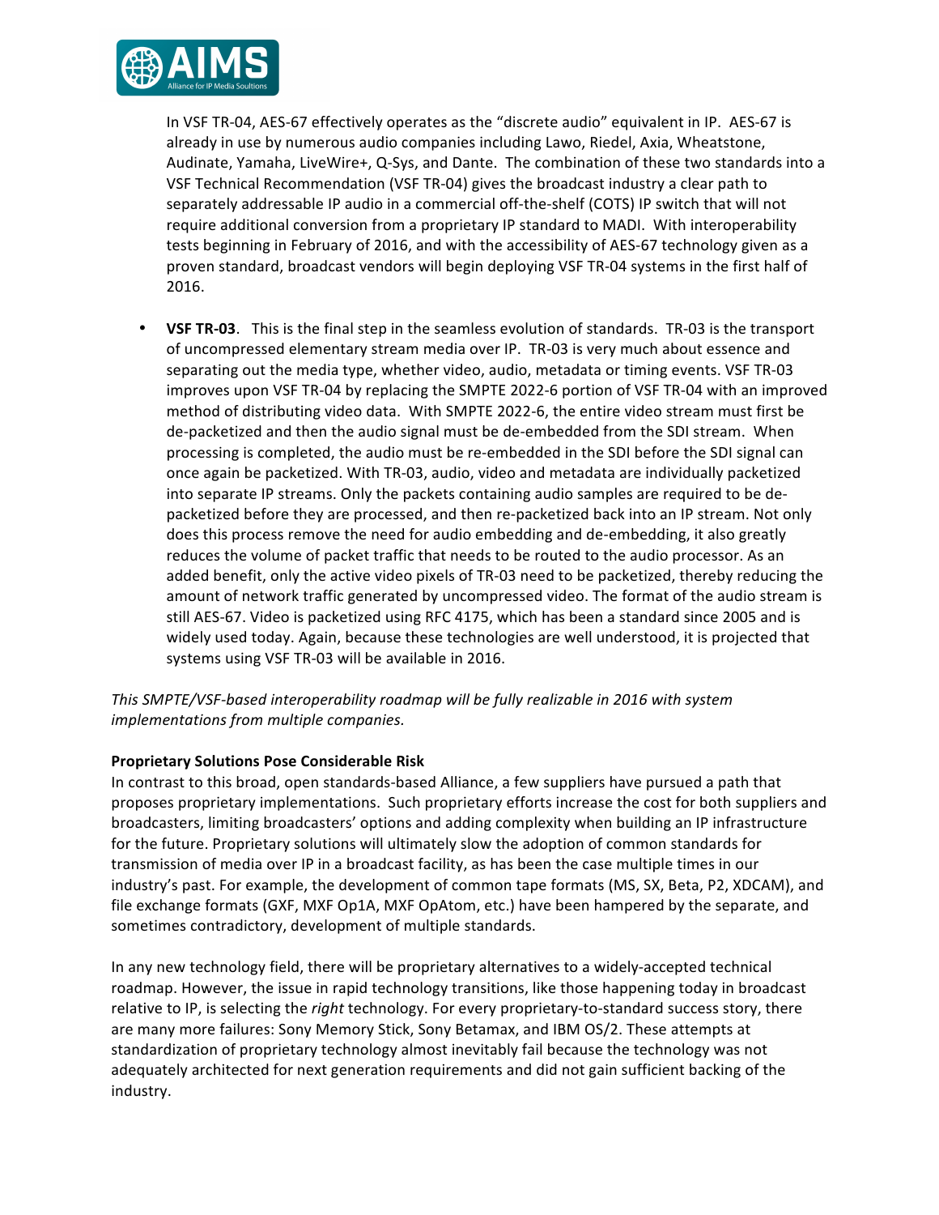In VSF TR-04, AES-67 effectively operates as the "discrete audio" equivalent in IP. AES-67 is already in use by numerous audio companies including Lawo, Riedel, Axia, Wheatstone, Audinate, Yamaha, LiveWire+, Q-Sys, and Dante. The combination of these two standards into a VSF Technical Recommendation (VSF TR-04) gives the broadcast industry a clear path to separately addressable IP audio in a commercial off-the-shelf (COTS) IP switch that will not require additional conversion from a proprietary IP standard to MADI. With interoperability tests beginning in February of 2016, and with the accessibility of AES-67 technology given as a proven standard, broadcast vendors will begin deploying VSF TR-04 systems in the first half of 2016.

- **VSF TR-03**. This is the final step in the seamless evolution of standards. TR-03 is the transport of uncompressed elementary stream media over IP. TR-03 is very much about essence and separating out the media type, whether video, audio, metadata or timing events. VSF TR-03 improves upon VSF TR-04 by replacing the SMPTE 2022-6 portion of VSF TR-04 with an improved method of distributing video data. With SMPTE 2022-6, the entire video stream must first be de-packetized and then the audio signal must be de-embedded from the SDI stream. When processing is completed, the audio must be re-embedded in the SDI before the SDI signal can once again be packetized. With TR-03, audio, video and metadata are individually packetized into separate IP streams. Only the packets containing audio samples are required to be de-packetized before they are processed, and then re-packetized back into an IP stream. Not only does this process remove the need for audio embedding and de-embedding, it also greatly reduces the volume of packet traffic that needs to be routed to the audio processor. As an added benefit, only the active video pixels of TR-03 need to be packetized, thereby reducing the amount of network traffic generated by uncompressed video. The format of the audio stream is still AES-67. Video is packetized using RFC 4175, which has been a standard since 2005 and is widely used today. Again, because these technologies are well understood, it is projected that systems using VSF TR-03 will be available in 2016.

*This SMPTE/VSF-based interoperability roadmap will be fully realizable in 2016 with system implementations from multiple companies.*

**Proprietary Solutions Pose Considerable Risk**

In contrast to this broad, open standards-based Alliance, a few suppliers have pursued a path that proposes proprietary implementations. Such proprietary efforts increase the cost for both suppliers and broadcasters, limiting broadcasters' options and adding complexity when building an IP infrastructure for the future. Proprietary solutions will ultimately slow the adoption of common standards for transmission of media over IP in a broadcast facility, as has been the case multiple times in our industry's past. For example, the development of common tape formats (MS, SX, Beta, P2, XDCAM), and file exchange formats (GXF, MXF Op1A, MXF OpAtom, etc.) have been hampered by the separate, and sometimes contradictory, development of multiple standards.

In any new technology field, there will be proprietary alternatives to a widely-accepted technical roadmap. However, the issue in rapid technology transitions, like those happening today in broadcast relative to IP, is selecting the *right* technology. For every proprietary-to-standard success story, there are many more failures: Sony Memory Stick, Sony Betamax, and IBM OS/2. These attempts at standardization of proprietary technology almost inevitably fail because the technology was not adequately architected for next generation requirements and did not gain sufficient backing of the industry.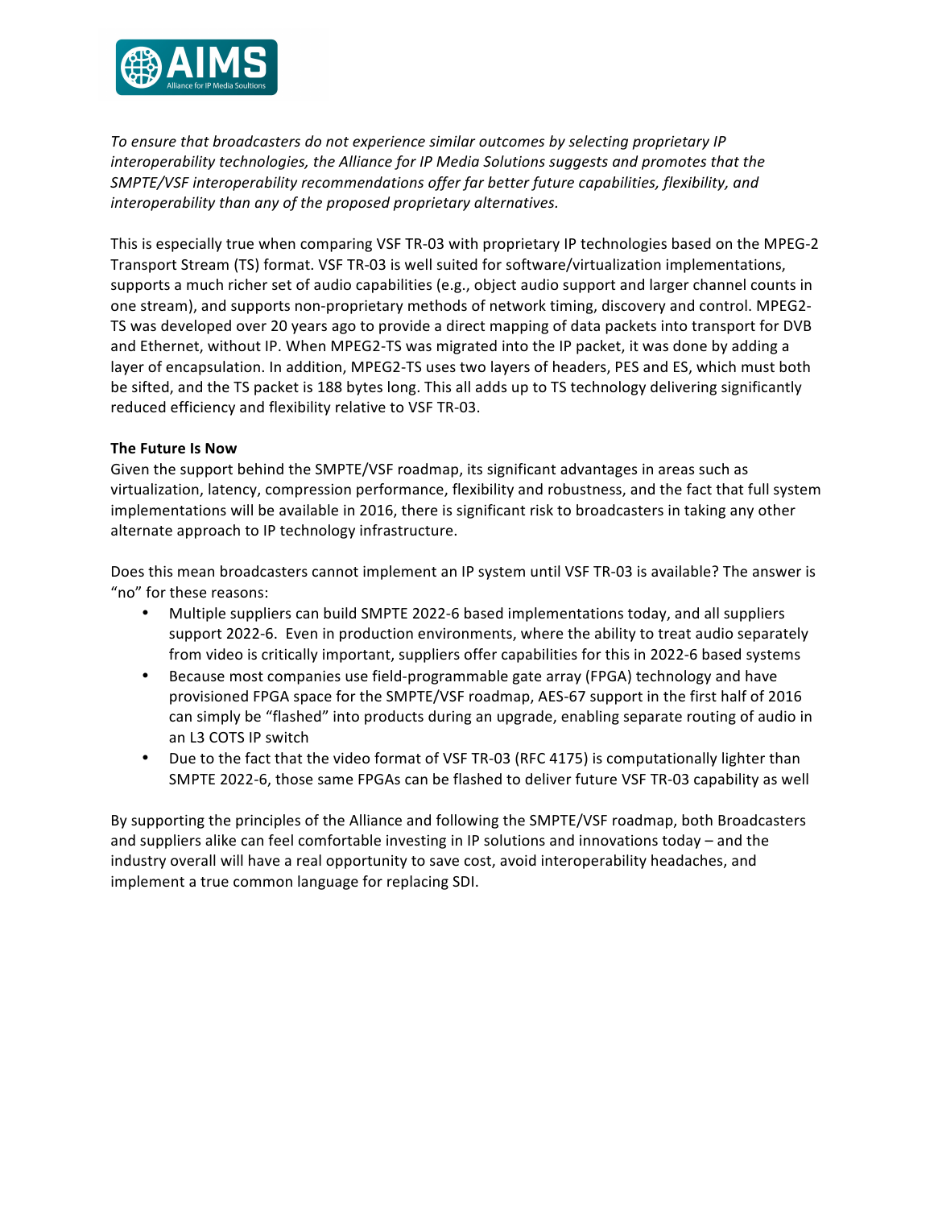*To ensure that broadcasters do not experience similar outcomes by selecting proprietary IP interoperability technologies, the Alliance for IP Media Solutions suggests and promotes that the SMPTE/VSF interoperability recommendations offer far better future capabilities, flexibility, and interoperability than any of the proposed proprietary alternatives.*

This is especially true when comparing VSF TR-03 with proprietary IP technologies based on the MPEG-2 Transport Stream (TS) format. VSF TR-03 is well suited for software/virtualization implementations, supports a much richer set of audio capabilities (e.g., object audio support and larger channel counts in one stream), and supports non-proprietary methods of network timing, discovery and control. MPEG2-TS was developed over 20 years ago to provide a direct mapping of data packets into transport for DVB and Ethernet, without IP. When MPEG2-TS was migrated into the IP packet, it was done by adding a layer of encapsulation. In addition, MPEG2-TS uses two layers of headers, PES and ES, which must both be sifted, and the TS packet is 188 bytes long. This all adds up to TS technology delivering significantly reduced efficiency and flexibility relative to VSF TR-03.

**The Future Is Now**

Given the support behind the SMPTE/VSF roadmap, its significant advantages in areas such as virtualization, latency, compression performance, flexibility and robustness, and the fact that full system implementations will be available in 2016, there is significant risk to broadcasters in taking any other alternate approach to IP technology infrastructure.

Does this mean broadcasters cannot implement an IP system until VSF TR-03 is available? The answer is "no" for these reasons:

- Multiple suppliers can build SMPTE 2022-6 based implementations today, and all suppliers support 2022-6. Even in production environments, where the ability to treat audio separately from video is critically important, suppliers offer capabilities for this in 2022-6 based systems
- Because most companies use field-programmable gate array (FPGA) technology and have provisioned FPGA space for the SMPTE/VSF roadmap, AES-67 support in the first half of 2016 can simply be "flashed" into products during an upgrade, enabling separate routing of audio in an L3 COTS IP switch
- Due to the fact that the video format of VSF TR-03 (RFC 4175) is computationally lighter than SMPTE 2022-6, those same FPGAs can be flashed to deliver future VSF TR-03 capability as well

By supporting the principles of the Alliance and following the SMPTE/VSF roadmap, both Broadcasters and suppliers alike can feel comfortable investing in IP solutions and innovations today – and the industry overall will have a real opportunity to save cost, avoid interoperability headaches, and implement a true common language for replacing SDI.